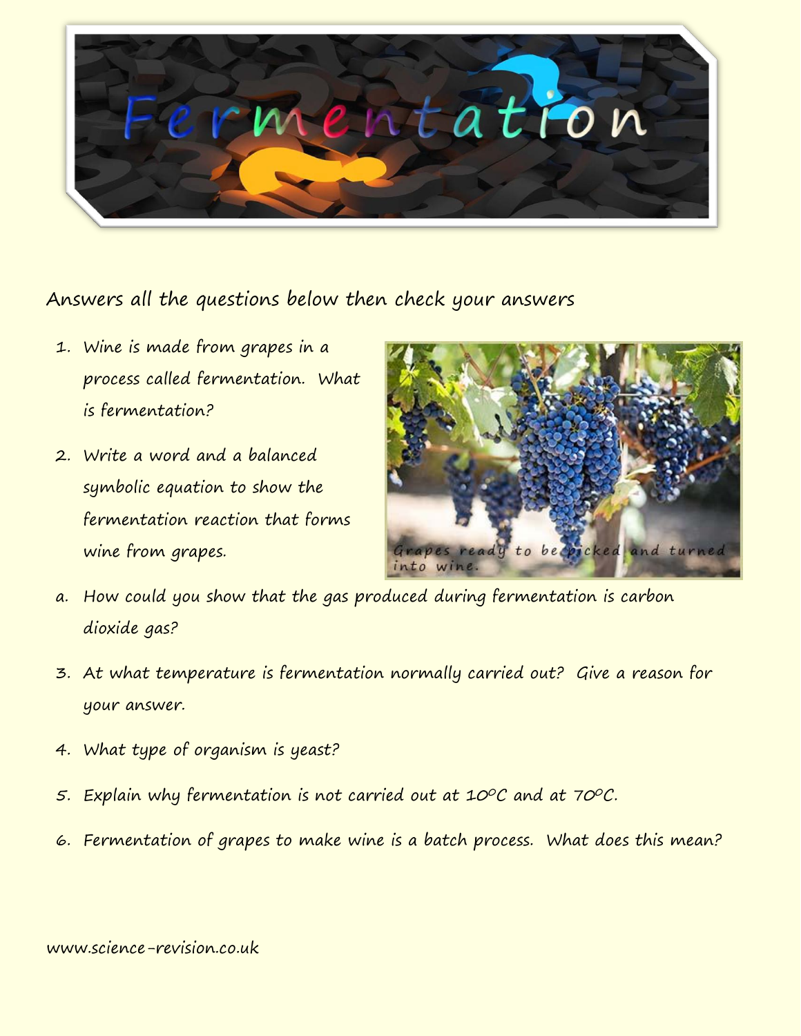# Fermentation

Answers all the questions below then check your answers

1. Wine is made from grapes in a process called fermentation. What is fermentation?
2. Write a word and a balanced symbolic equation to show the fermentation reaction that forms wine from grapes.

Grapes ready to be picked and turned into wine.

a. How could you show that the gas produced during fermentation is carbon dioxide gas?

3. At what temperature is fermentation normally carried out? Give a reason for your answer.
4. What type of organism is yeast?
5. Explain why fermentation is not carried out at 10°C and at 70°C.
6. Fermentation of grapes to make wine is a batch process. What does this mean?

www.science-revision.co.uk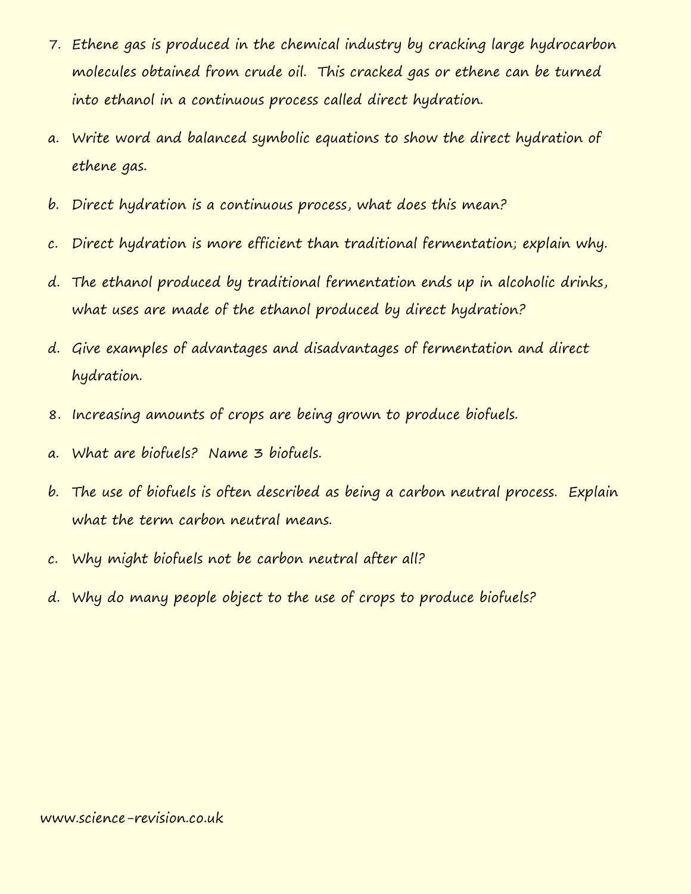7. Ethene gas is produced in the chemical industry by cracking large hydrocarbon molecules obtained from crude oil. This cracked gas or ethene can be turned into ethanol in a continuous process called direct hydration.

a. Write word and balanced symbolic equations to show the direct hydration of ethene gas.

b. Direct hydration is a continuous process, what does this mean?

c. Direct hydration is more efficient than traditional fermentation; explain why.

d. The ethanol produced by traditional fermentation ends up in alcoholic drinks, what uses are made of the ethanol produced by direct hydration?

d. Give examples of advantages and disadvantages of fermentation and direct hydration.

8. Increasing amounts of crops are being grown to produce biofuels.

a. What are biofuels? Name 3 biofuels.

b. The use of biofuels is often described as being a carbon neutral process. Explain what the term carbon neutral means.

c. Why might biofuels not be carbon neutral after all?

d. Why do many people object to the use of crops to produce biofuels?

www.science-revision.co.uk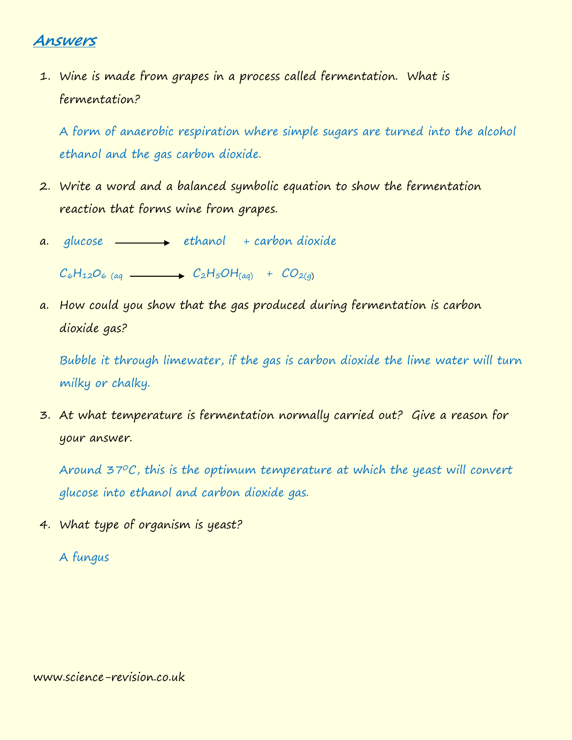# Answers

1. Wine is made from grapes in a process called fermentation. What is fermentation?

   A form of anaerobic respiration where simple sugars are turned into the alcohol ethanol and the gas carbon dioxide.

2. Write a word and a balanced symbolic equation to show the fermentation reaction that forms wine from grapes.

a. glucose ⟶ ethanol + carbon dioxide

   $C_6H_{12}O_{6\ (aq} \longrightarrow C_2H_5OH_{(aq)} + CO_{2(g)}$

a. How could you show that the gas produced during fermentation is carbon dioxide gas?

   Bubble it through limewater, if the gas is carbon dioxide the lime water will turn milky or chalky.

3. At what temperature is fermentation normally carried out? Give a reason for your answer.

   Around 37$^oC$, this is the optimum temperature at which the yeast will convert glucose into ethanol and carbon dioxide gas.

4. What type of organism is yeast?

   A fungus

www.science-revision.co.uk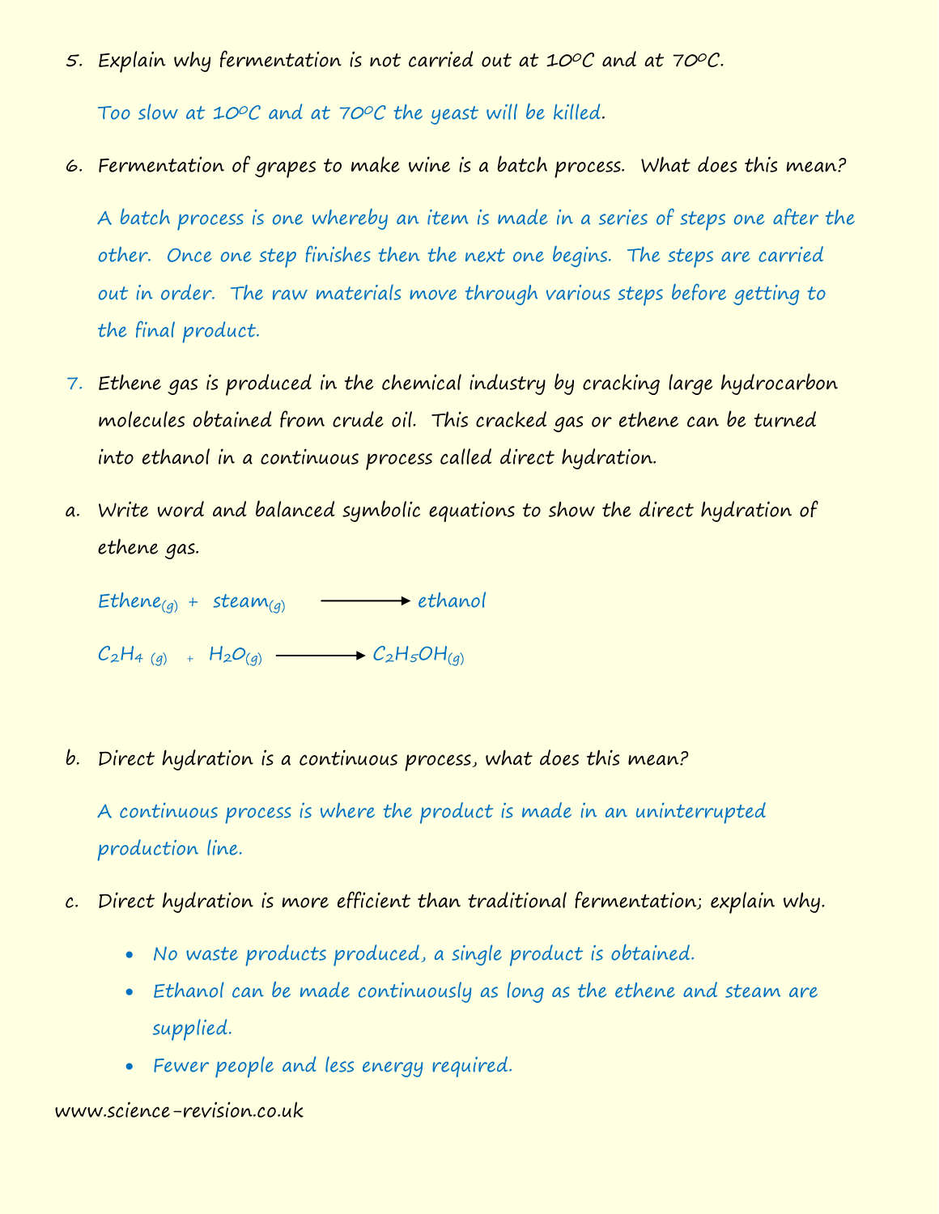5. Explain why fermentation is not carried out at 10ºC and at 70ºC.

   Too slow at 10ºC and at 70ºC the yeast will be killed.

6. Fermentation of grapes to make wine is a batch process. What does this mean?

   A batch process is one whereby an item is made in a series of steps one after the other. Once one step finishes then the next one begins. The steps are carried out in order. The raw materials move through various steps before getting to the final product.

7. Ethene gas is produced in the chemical industry by cracking large hydrocarbon molecules obtained from crude oil. This cracked gas or ethene can be turned into ethanol in a continuous process called direct hydration.

a. Write word and balanced symbolic equations to show the direct hydration of ethene gas.

   $\text{Ethene}_{(g)} + \text{steam}_{(g)} \longrightarrow \text{ethanol}$

   $C_2H_{4\,(g)} + H_2O_{(g)} \longrightarrow C_2H_5OH_{(g)}$

b. Direct hydration is a continuous process, what does this mean?

   A continuous process is where the product is made in an uninterrupted production line.

c. Direct hydration is more efficient than traditional fermentation; explain why.

   - No waste products produced, a single product is obtained.
   - Ethanol can be made continuously as long as the ethene and steam are supplied.
   - Fewer people and less energy required.

www.science-revision.co.uk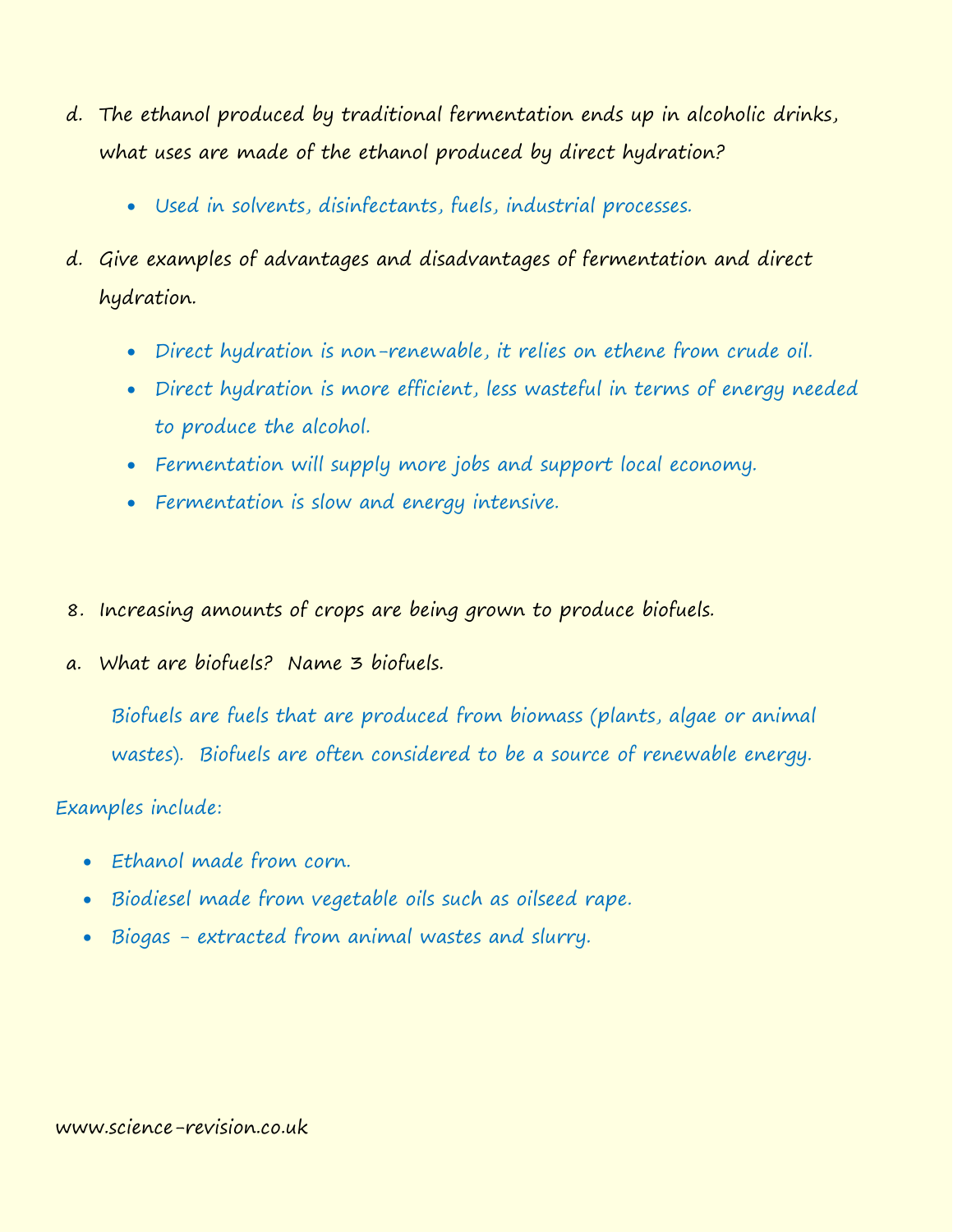d. The ethanol produced by traditional fermentation ends up in alcoholic drinks, what uses are made of the ethanol produced by direct hydration?

- Used in solvents, disinfectants, fuels, industrial processes.

d. Give examples of advantages and disadvantages of fermentation and direct hydration.

- Direct hydration is non-renewable, it relies on ethene from crude oil.
- Direct hydration is more efficient, less wasteful in terms of energy needed to produce the alcohol.
- Fermentation will supply more jobs and support local economy.
- Fermentation is slow and energy intensive.

8. Increasing amounts of crops are being grown to produce biofuels.

a. What are biofuels? Name 3 biofuels.

Biofuels are fuels that are produced from biomass (plants, algae or animal wastes). Biofuels are often considered to be a source of renewable energy.

Examples include:

- Ethanol made from corn.
- Biodiesel made from vegetable oils such as oilseed rape.
- Biogas – extracted from animal wastes and slurry.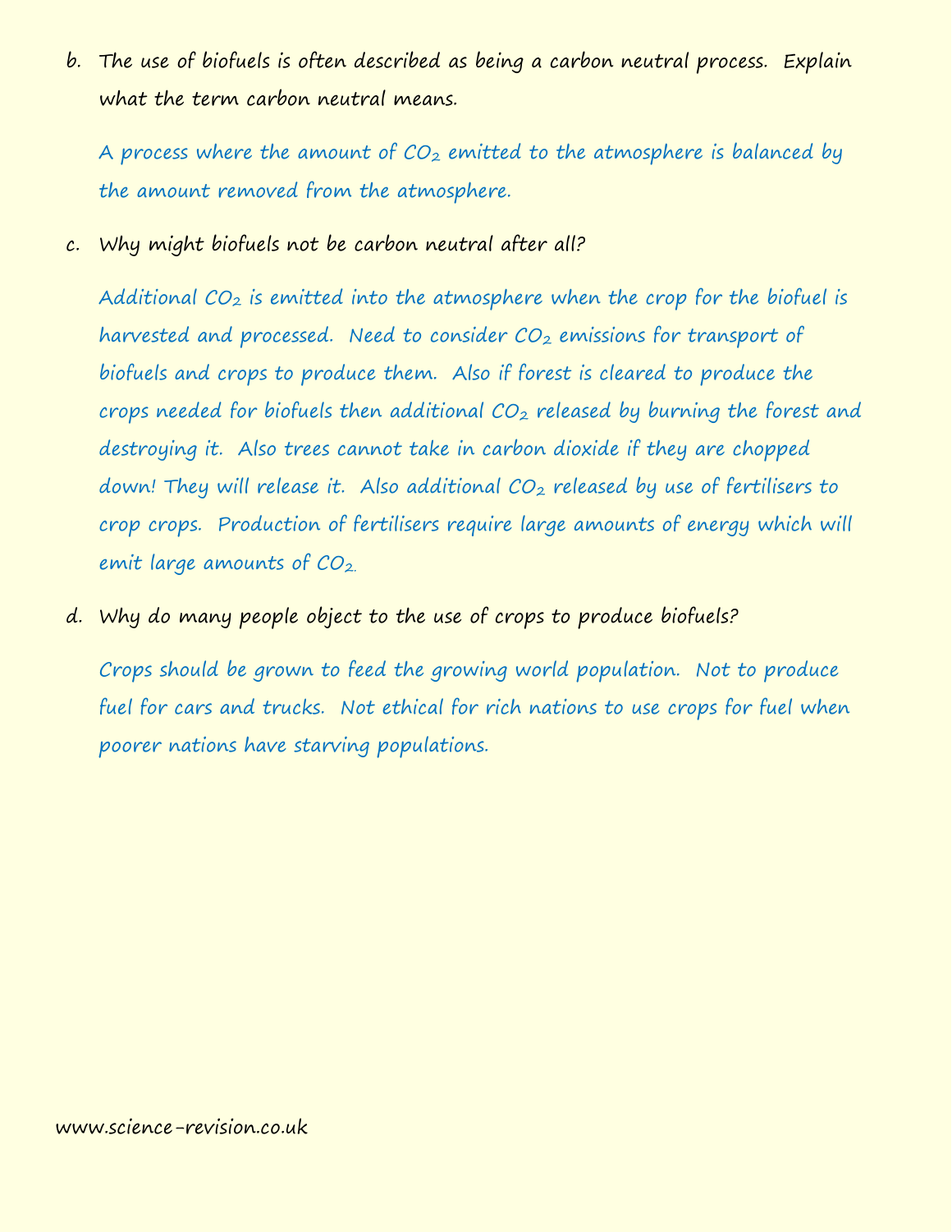b. The use of biofuels is often described as being a carbon neutral process. Explain what the term carbon neutral means.

A process where the amount of $CO_2$ emitted to the atmosphere is balanced by the amount removed from the atmosphere.

c. Why might biofuels not be carbon neutral after all?

Additional $CO_2$ is emitted into the atmosphere when the crop for the biofuel is harvested and processed. Need to consider $CO_2$ emissions for transport of biofuels and crops to produce them. Also if forest is cleared to produce the crops needed for biofuels then additional $CO_2$ released by burning the forest and destroying it. Also trees cannot take in carbon dioxide if they are chopped down! They will release it. Also additional $CO_2$ released by use of fertilisers to crop crops. Production of fertilisers require large amounts of energy which will emit large amounts of $CO_2$.

d. Why do many people object to the use of crops to produce biofuels?

Crops should be grown to feed the growing world population. Not to produce fuel for cars and trucks. Not ethical for rich nations to use crops for fuel when poorer nations have starving populations.

www.science-revision.co.uk